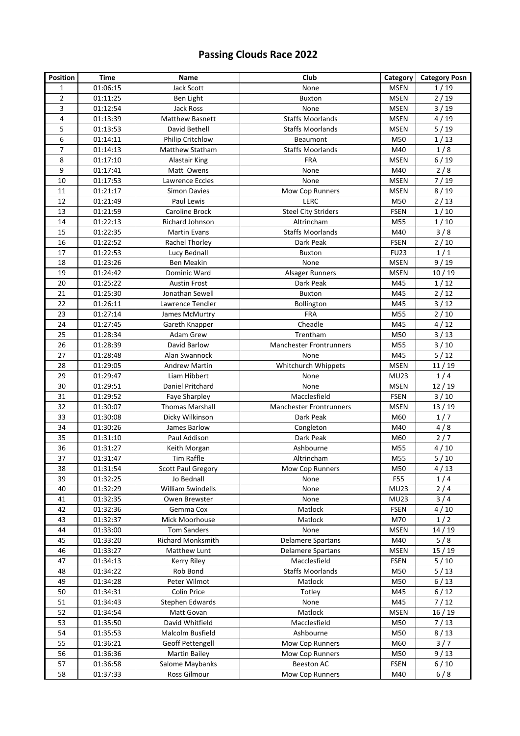# Passing Clouds Race 2022

| Position | Time | Name | Club | Category | Category Posn |
|---|---|---|---|---|---|
| 1 | 01:06:15 | Jack Scott | None | MSEN | 1 / 19 |
| 2 | 01:11:25 | Ben Light | Buxton | MSEN | 2 / 19 |
| 3 | 01:12:54 | Jack Ross | None | MSEN | 3 / 19 |
| 4 | 01:13:39 | Matthew Basnett | Staffs Moorlands | MSEN | 4 / 19 |
| 5 | 01:13:53 | David Bethell | Staffs Moorlands | MSEN | 5 / 19 |
| 6 | 01:14:11 | Philip Critchlow | Beaumont | M50 | 1 / 13 |
| 7 | 01:14:13 | Matthew Statham | Staffs Moorlands | M40 | 1 / 8 |
| 8 | 01:17:10 | Alastair King | FRA | MSEN | 6 / 19 |
| 9 | 01:17:41 | Matt Owens | None | M40 | 2 / 8 |
| 10 | 01:17:53 | Lawrence Eccles | None | MSEN | 7 / 19 |
| 11 | 01:21:17 | Simon Davies | Mow Cop Runners | MSEN | 8 / 19 |
| 12 | 01:21:49 | Paul Lewis | LERC | M50 | 2 / 13 |
| 13 | 01:21:59 | Caroline Brock | Steel City Striders | FSEN | 1 / 10 |
| 14 | 01:22:13 | Richard Johnson | Altrincham | M55 | 1 / 10 |
| 15 | 01:22:35 | Martin Evans | Staffs Moorlands | M40 | 3 / 8 |
| 16 | 01:22:52 | Rachel Thorley | Dark Peak | FSEN | 2 / 10 |
| 17 | 01:22:53 | Lucy Bednall | Buxton | FU23 | 1 / 1 |
| 18 | 01:23:26 | Ben Meakin | None | MSEN | 9 / 19 |
| 19 | 01:24:42 | Dominic Ward | Alsager Runners | MSEN | 10 / 19 |
| 20 | 01:25:22 | Austin Frost | Dark Peak | M45 | 1 / 12 |
| 21 | 01:25:30 | Jonathan Sewell | Buxton | M45 | 2 / 12 |
| 22 | 01:26:11 | Lawrence Tendler | Bollington | M45 | 3 / 12 |
| 23 | 01:27:14 | James McMurtry | FRA | M55 | 2 / 10 |
| 24 | 01:27:45 | Gareth Knapper | Cheadle | M45 | 4 / 12 |
| 25 | 01:28:34 | Adam Grew | Trentham | M50 | 3 / 13 |
| 26 | 01:28:39 | David Barlow | Manchester Frontrunners | M55 | 3 / 10 |
| 27 | 01:28:48 | Alan Swannock | None | M45 | 5 / 12 |
| 28 | 01:29:05 | Andrew Martin | Whitchurch Whippets | MSEN | 11 / 19 |
| 29 | 01:29:47 | Liam Hibbert | None | MU23 | 1 / 4 |
| 30 | 01:29:51 | Daniel Pritchard | None | MSEN | 12 / 19 |
| 31 | 01:29:52 | Faye Sharpley | Macclesfield | FSEN | 3 / 10 |
| 32 | 01:30:07 | Thomas Marshall | Manchester Frontrunners | MSEN | 13 / 19 |
| 33 | 01:30:08 | Dicky Wilkinson | Dark Peak | M60 | 1 / 7 |
| 34 | 01:30:26 | James Barlow | Congleton | M40 | 4 / 8 |
| 35 | 01:31:10 | Paul Addison | Dark Peak | M60 | 2 / 7 |
| 36 | 01:31:27 | Keith Morgan | Ashbourne | M55 | 4 / 10 |
| 37 | 01:31:47 | Tim Raffle | Altrincham | M55 | 5 / 10 |
| 38 | 01:31:54 | Scott Paul Gregory | Mow Cop Runners | M50 | 4 / 13 |
| 39 | 01:32:25 | Jo Bednall | None | F55 | 1 / 4 |
| 40 | 01:32:29 | William Swindells | None | MU23 | 2 / 4 |
| 41 | 01:32:35 | Owen Brewster | None | MU23 | 3 / 4 |
| 42 | 01:32:36 | Gemma Cox | Matlock | FSEN | 4 / 10 |
| 43 | 01:32:37 | Mick Moorhouse | Matlock | M70 | 1 / 2 |
| 44 | 01:33:00 | Tom Sanders | None | MSEN | 14 / 19 |
| 45 | 01:33:20 | Richard Monksmith | Delamere Spartans | M40 | 5 / 8 |
| 46 | 01:33:27 | Matthew Lunt | Delamere Spartans | MSEN | 15 / 19 |
| 47 | 01:34:13 | Kerry Riley | Macclesfield | FSEN | 5 / 10 |
| 48 | 01:34:22 | Rob Bond | Staffs Moorlands | M50 | 5 / 13 |
| 49 | 01:34:28 | Peter Wilmot | Matlock | M50 | 6 / 13 |
| 50 | 01:34:31 | Colin Price | Totley | M45 | 6 / 12 |
| 51 | 01:34:43 | Stephen Edwards | None | M45 | 7 / 12 |
| 52 | 01:34:54 | Matt Govan | Matlock | MSEN | 16 / 19 |
| 53 | 01:35:50 | David Whitfield | Macclesfield | M50 | 7 / 13 |
| 54 | 01:35:53 | Malcolm Busfield | Ashbourne | M50 | 8 / 13 |
| 55 | 01:36:21 | Geoff Pettengell | Mow Cop Runners | M60 | 3 / 7 |
| 56 | 01:36:36 | Martin Bailey | Mow Cop Runners | M50 | 9 / 13 |
| 57 | 01:36:58 | Salome Maybanks | Beeston AC | FSEN | 6 / 10 |
| 58 | 01:37:33 | Ross Gilmour | Mow Cop Runners | M40 | 6 / 8 |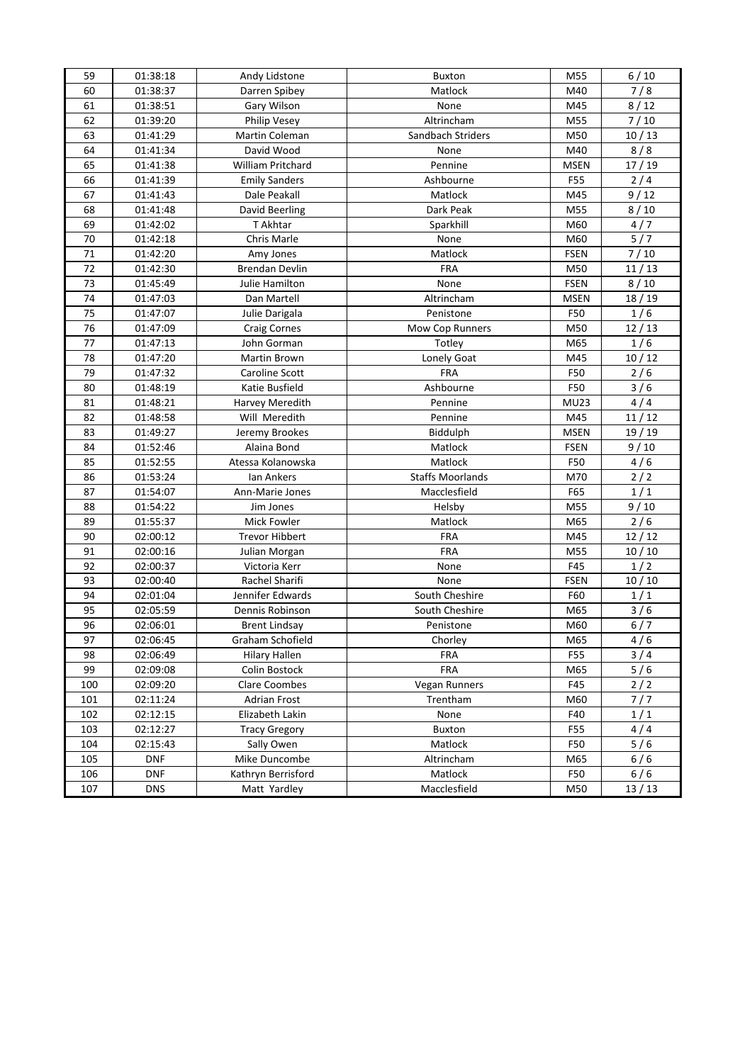| | | | | | |
|---|---|---|---|---|---|
| 59 | 01:38:18 | Andy Lidstone | Buxton | M55 | 6 / 10 |
| 60 | 01:38:37 | Darren Spibey | Matlock | M40 | 7 / 8 |
| 61 | 01:38:51 | Gary Wilson | None | M45 | 8 / 12 |
| 62 | 01:39:20 | Philip Vesey | Altrincham | M55 | 7 / 10 |
| 63 | 01:41:29 | Martin Coleman | Sandbach Striders | M50 | 10 / 13 |
| 64 | 01:41:34 | David Wood | None | M40 | 8 / 8 |
| 65 | 01:41:38 | William Pritchard | Pennine | MSEN | 17 / 19 |
| 66 | 01:41:39 | Emily Sanders | Ashbourne | F55 | 2 / 4 |
| 67 | 01:41:43 | Dale Peakall | Matlock | M45 | 9 / 12 |
| 68 | 01:41:48 | David Beerling | Dark Peak | M55 | 8 / 10 |
| 69 | 01:42:02 | T Akhtar | Sparkhill | M60 | 4 / 7 |
| 70 | 01:42:18 | Chris Marle | None | M60 | 5 / 7 |
| 71 | 01:42:20 | Amy Jones | Matlock | FSEN | 7 / 10 |
| 72 | 01:42:30 | Brendan Devlin | FRA | M50 | 11 / 13 |
| 73 | 01:45:49 | Julie Hamilton | None | FSEN | 8 / 10 |
| 74 | 01:47:03 | Dan Martell | Altrincham | MSEN | 18 / 19 |
| 75 | 01:47:07 | Julie Darigala | Penistone | F50 | 1 / 6 |
| 76 | 01:47:09 | Craig Cornes | Mow Cop Runners | M50 | 12 / 13 |
| 77 | 01:47:13 | John Gorman | Totley | M65 | 1 / 6 |
| 78 | 01:47:20 | Martin Brown | Lonely Goat | M45 | 10 / 12 |
| 79 | 01:47:32 | Caroline Scott | FRA | F50 | 2 / 6 |
| 80 | 01:48:19 | Katie Busfield | Ashbourne | F50 | 3 / 6 |
| 81 | 01:48:21 | Harvey Meredith | Pennine | MU23 | 4 / 4 |
| 82 | 01:48:58 | Will Meredith | Pennine | M45 | 11 / 12 |
| 83 | 01:49:27 | Jeremy Brookes | Biddulph | MSEN | 19 / 19 |
| 84 | 01:52:46 | Alaina Bond | Matlock | FSEN | 9 / 10 |
| 85 | 01:52:55 | Atessa Kolanowska | Matlock | F50 | 4 / 6 |
| 86 | 01:53:24 | Ian Ankers | Staffs Moorlands | M70 | 2 / 2 |
| 87 | 01:54:07 | Ann-Marie Jones | Macclesfield | F65 | 1 / 1 |
| 88 | 01:54:22 | Jim Jones | Helsby | M55 | 9 / 10 |
| 89 | 01:55:37 | Mick Fowler | Matlock | M65 | 2 / 6 |
| 90 | 02:00:12 | Trevor Hibbert | FRA | M45 | 12 / 12 |
| 91 | 02:00:16 | Julian Morgan | FRA | M55 | 10 / 10 |
| 92 | 02:00:37 | Victoria Kerr | None | F45 | 1 / 2 |
| 93 | 02:00:40 | Rachel Sharifi | None | FSEN | 10 / 10 |
| 94 | 02:01:04 | Jennifer Edwards | South Cheshire | F60 | 1 / 1 |
| 95 | 02:05:59 | Dennis Robinson | South Cheshire | M65 | 3 / 6 |
| 96 | 02:06:01 | Brent Lindsay | Penistone | M60 | 6 / 7 |
| 97 | 02:06:45 | Graham Schofield | Chorley | M65 | 4 / 6 |
| 98 | 02:06:49 | Hilary Hallen | FRA | F55 | 3 / 4 |
| 99 | 02:09:08 | Colin Bostock | FRA | M65 | 5 / 6 |
| 100 | 02:09:20 | Clare Coombes | Vegan Runners | F45 | 2 / 2 |
| 101 | 02:11:24 | Adrian Frost | Trentham | M60 | 7 / 7 |
| 102 | 02:12:15 | Elizabeth Lakin | None | F40 | 1 / 1 |
| 103 | 02:12:27 | Tracy Gregory | Buxton | F55 | 4 / 4 |
| 104 | 02:15:43 | Sally Owen | Matlock | F50 | 5 / 6 |
| 105 | DNF | Mike Duncombe | Altrincham | M65 | 6 / 6 |
| 106 | DNF | Kathryn Berrisford | Matlock | F50 | 6 / 6 |
| 107 | DNS | Matt Yardley | Macclesfield | M50 | 13 / 13 |